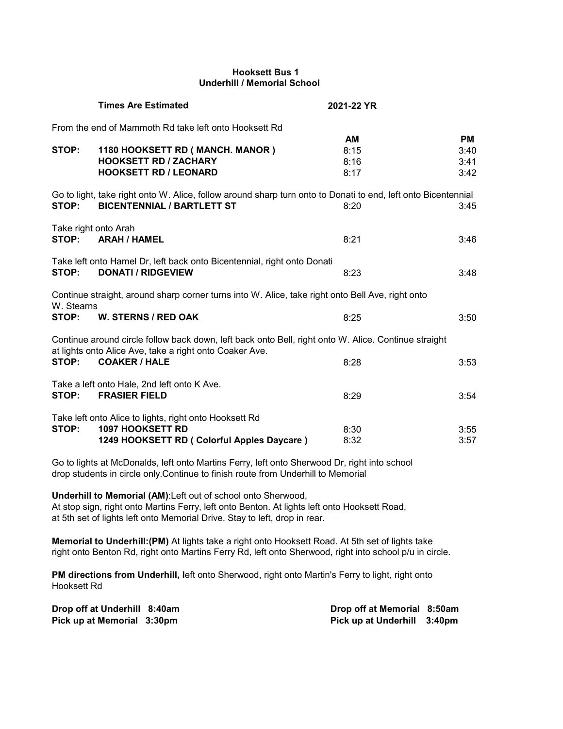**Hooksett Bus 1**
**Underhill / Memorial School**

**Times Are Estimated** **2021-22 YR**

From the end of Mammoth Rd take left onto Hooksett Rd

| | | AM | PM |
|---|---|---|---|
| **STOP:** | **1180 HOOKSETT RD ( MANCH. MANOR )** | 8:15 | 3:40 |
| | **HOOKSETT RD / ZACHARY** | 8:16 | 3:41 |
| | **HOOKSETT RD / LEONARD** | 8:17 | 3:42 |

Go to light, take right onto W. Alice, follow around sharp turn onto to Donati to end, left onto Bicentennial

| | | | |
|---|---|---|---|
| **STOP:** | **BICENTENNIAL / BARTLETT ST** | 8:20 | 3:45 |

Take right onto Arah

| | | | |
|---|---|---|---|
| **STOP:** | **ARAH / HAMEL** | 8:21 | 3:46 |

Take left onto Hamel Dr, left back onto Bicentennial, right onto Donati

| | | | |
|---|---|---|---|
| **STOP:** | **DONATI / RIDGEVIEW** | 8:23 | 3:48 |

Continue straight, around sharp corner turns into W. Alice, take right onto Bell Ave, right onto W. Stearns

| | | | |
|---|---|---|---|
| **STOP:** | **W. STERNS / RED OAK** | 8:25 | 3:50 |

Continue around circle follow back down, left back onto Bell, right onto W. Alice. Continue straight at lights onto Alice Ave, take a right onto Coaker Ave.

| | | | |
|---|---|---|---|
| **STOP:** | **COAKER / HALE** | 8:28 | 3:53 |

Take a left onto Hale, 2nd left onto K Ave.

| | | | |
|---|---|---|---|
| **STOP:** | **FRASIER FIELD** | 8:29 | 3:54 |

Take left onto Alice to lights, right onto Hooksett Rd

| | | | |
|---|---|---|---|
| **STOP:** | **1097 HOOKSETT RD** | 8:30 | 3:55 |
| | **1249 HOOKSETT RD ( Colorful Apples Daycare )** | 8:32 | 3:57 |

Go to lights at McDonalds, left onto Martins Ferry, left onto Sherwood Dr, right into school drop students in circle only.Continue to finish route from Underhill to Memorial

**Underhill to Memorial (AM)**:Left out of school onto Sherwood, At stop sign, right onto Martins Ferry, left onto Benton. At lights left onto Hooksett Road, at 5th set of lights left onto Memorial Drive. Stay to left, drop in rear.

**Memorial to Underhill:(PM)** At lights take a right onto Hooksett Road. At 5th set of lights take right onto Benton Rd, right onto Martins Ferry Rd, left onto Sherwood, right into school p/u in circle.

**PM directions from Underhill, l**eft onto Sherwood, right onto Martin's Ferry to light, right onto Hooksett Rd

**Drop off at Underhill 8:40am**
**Pick up at Memorial 3:30pm**

**Drop off at Memorial 8:50am**
**Pick up at Underhill 3:40pm**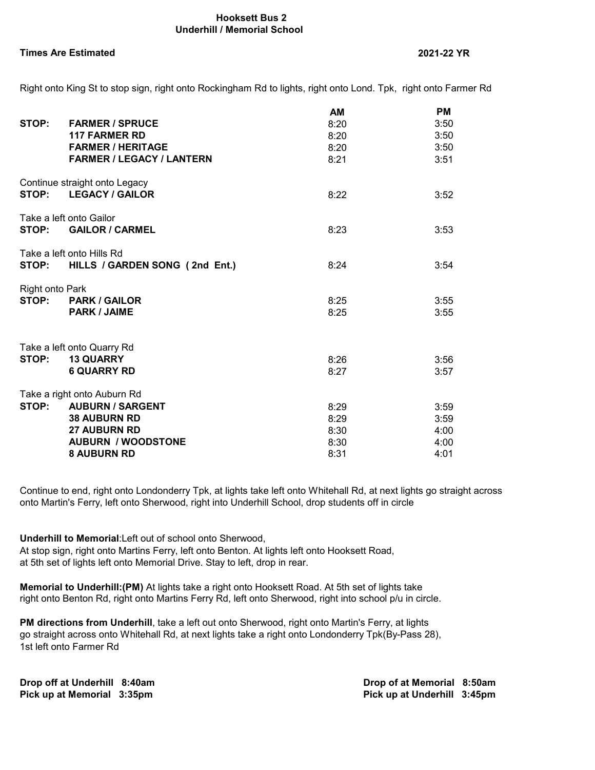**Hooksett Bus 2**
**Underhill / Memorial School**

**Times Are Estimated** **2021-22 YR**

Right onto King St to stop sign, right onto Rockingham Rd to lights, right onto Lond. Tpk, right onto Farmer Rd

| | | AM | PM |
|---|---|---|---|
| **STOP:** | **FARMER / SPRUCE** | 8:20 | 3:50 |
| | **117 FARMER RD** | 8:20 | 3:50 |
| | **FARMER / HERITAGE** | 8:20 | 3:50 |
| | **FARMER / LEGACY / LANTERN** | 8:21 | 3:51 |
| Continue straight onto Legacy | | | |
| **STOP:** | **LEGACY / GAILOR** | 8:22 | 3:52 |
| Take a left onto Gailor | | | |
| **STOP:** | **GAILOR / CARMEL** | 8:23 | 3:53 |
| Take a left onto Hills Rd | | | |
| **STOP:** | **HILLS / GARDEN SONG ( 2nd Ent.)** | 8:24 | 3:54 |
| Right onto Park | | | |
| **STOP:** | **PARK / GAILOR** | 8:25 | 3:55 |
| | **PARK / JAIME** | 8:25 | 3:55 |
| Take a left onto Quarry Rd | | | |
| **STOP:** | **13 QUARRY** | 8:26 | 3:56 |
| | **6 QUARRY RD** | 8:27 | 3:57 |
| Take a right onto Auburn Rd | | | |
| **STOP:** | **AUBURN / SARGENT** | 8:29 | 3:59 |
| | **38 AUBURN RD** | 8:29 | 3:59 |
| | **27 AUBURN RD** | 8:30 | 4:00 |
| | **AUBURN / WOODSTONE** | 8:30 | 4:00 |
| | **8 AUBURN RD** | 8:31 | 4:01 |

Continue to end, right onto Londonderry Tpk, at lights take left onto Whitehall Rd, at next lights go straight across onto Martin's Ferry, left onto Sherwood, right into Underhill School, drop students off in circle

**Underhill to Memorial**:Left out of school onto Sherwood,
At stop sign, right onto Martins Ferry, left onto Benton. At lights left onto Hooksett Road,
at 5th set of lights left onto Memorial Drive. Stay to left, drop in rear.

**Memorial to Underhill:(PM)** At lights take a right onto Hooksett Road. At 5th set of lights take right onto Benton Rd, right onto Martins Ferry Rd, left onto Sherwood, right into school p/u in circle.

**PM directions from Underhill**, take a left out onto Sherwood, right onto Martin's Ferry, at lights go straight across onto Whitehall Rd, at next lights take a right onto Londonderry Tpk(By-Pass 28), 1st left onto Farmer Rd

**Drop off at Underhill 8:40am**
**Pick up at Memorial 3:35pm**

**Drop of at Memorial 8:50am**
**Pick up at Underhill 3:45pm**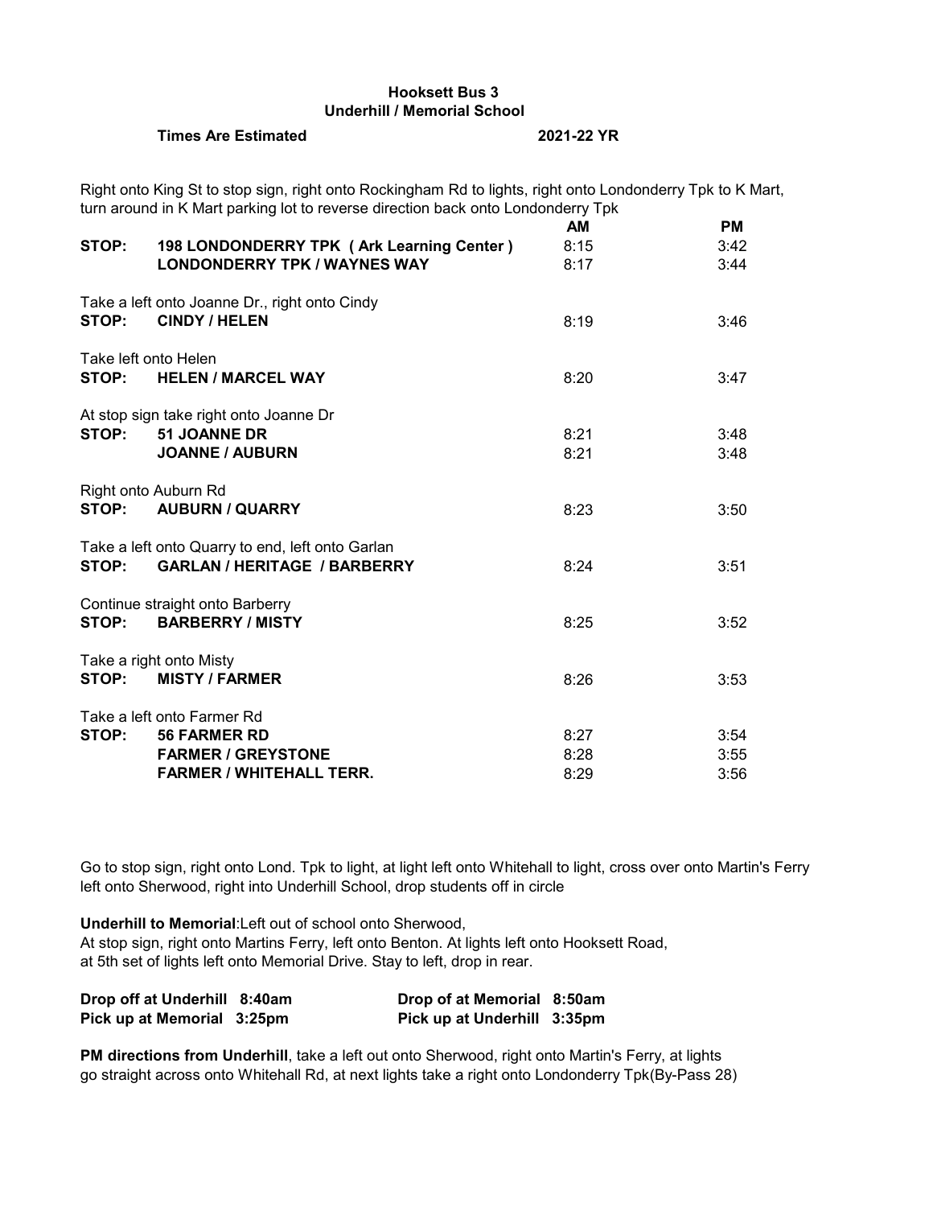**Hooksett Bus 3**
**Underhill / Memorial School**

**Times Are Estimated** **2021-22 YR**

Right onto King St to stop sign, right onto Rockingham Rd to lights, right onto Londonderry Tpk to K Mart, turn around in K Mart parking lot to reverse direction back onto Londonderry Tpk

| | | AM | PM |
|---|---|---|---|
| **STOP:** | **198 LONDONDERRY TPK ( Ark Learning Center )** | 8:15 | 3:42 |
| | **LONDONDERRY TPK / WAYNES WAY** | 8:17 | 3:44 |
| Take a left onto Joanne Dr., right onto Cindy | | | |
| **STOP:** | **CINDY / HELEN** | 8:19 | 3:46 |
| Take left onto Helen | | | |
| **STOP:** | **HELEN / MARCEL WAY** | 8:20 | 3:47 |
| At stop sign take right onto Joanne Dr | | | |
| **STOP:** | **51 JOANNE DR** | 8:21 | 3:48 |
| | **JOANNE / AUBURN** | 8:21 | 3:48 |
| Right onto Auburn Rd | | | |
| **STOP:** | **AUBURN / QUARRY** | 8:23 | 3:50 |
| Take a left onto Quarry to end, left onto Garlan | | | |
| **STOP:** | **GARLAN / HERITAGE / BARBERRY** | 8:24 | 3:51 |
| Continue straight onto Barberry | | | |
| **STOP:** | **BARBERRY / MISTY** | 8:25 | 3:52 |
| Take a right onto Misty | | | |
| **STOP:** | **MISTY / FARMER** | 8:26 | 3:53 |
| Take a left onto Farmer Rd | | | |
| **STOP:** | **56 FARMER RD** | 8:27 | 3:54 |
| | **FARMER / GREYSTONE** | 8:28 | 3:55 |
| | **FARMER / WHITEHALL TERR.** | 8:29 | 3:56 |

Go to stop sign, right onto Lond. Tpk to light, at light left onto Whitehall to light, cross over onto Martin's Ferry left onto Sherwood, right into Underhill School, drop students off in circle

**Underhill to Memorial**:Left out of school onto Sherwood,
At stop sign, right onto Martins Ferry, left onto Benton. At lights left onto Hooksett Road, at 5th set of lights left onto Memorial Drive. Stay to left, drop in rear.

**Drop off at Underhill 8:40am** **Drop of at Memorial 8:50am**
**Pick up at Memorial 3:25pm** **Pick up at Underhill 3:35pm**

**PM directions from Underhill**, take a left out onto Sherwood, right onto Martin's Ferry, at lights go straight across onto Whitehall Rd, at next lights take a right onto Londonderry Tpk(By-Pass 28)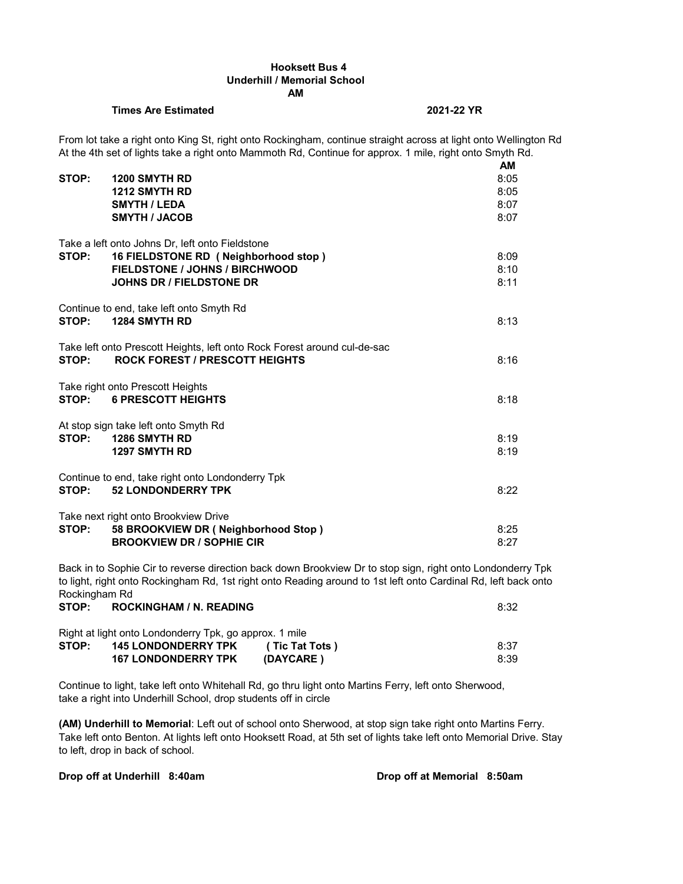**Hooksett Bus 4**
**Underhill / Memorial School**
**AM**

**Times Are Estimated** **2021-22 YR**

From lot take a right onto King St, right onto Rockingham, continue straight across at light onto Wellington Rd At the 4th set of lights take a right onto Mammoth Rd, Continue for approx. 1 mile, right onto Smyth Rd.

| | | AM |
|---|---|---|
| **STOP:** | **1200 SMYTH RD** | 8:05 |
| | **1212 SMYTH RD** | 8:05 |
| | **SMYTH / LEDA** | 8:07 |
| | **SMYTH / JACOB** | 8:07 |

Take a left onto Johns Dr, left onto Fieldstone

| | | |
|---|---|---|
| **STOP:** | **16 FIELDSTONE RD ( Neighborhood stop )** | 8:09 |
| | **FIELDSTONE / JOHNS / BIRCHWOOD** | 8:10 |
| | **JOHNS DR / FIELDSTONE DR** | 8:11 |

Continue to end, take left onto Smyth Rd

| | | |
|---|---|---|
| **STOP:** | **1284 SMYTH RD** | 8:13 |

Take left onto Prescott Heights, left onto Rock Forest around cul-de-sac

| | | |
|---|---|---|
| **STOP:** | **ROCK FOREST / PRESCOTT HEIGHTS** | 8:16 |

Take right onto Prescott Heights

| | | |
|---|---|---|
| **STOP:** | **6 PRESCOTT HEIGHTS** | 8:18 |

At stop sign take left onto Smyth Rd

| | | |
|---|---|---|
| **STOP:** | **1286 SMYTH RD** | 8:19 |
| | **1297 SMYTH RD** | 8:19 |

Continue to end, take right onto Londonderry Tpk

| | | |
|---|---|---|
| **STOP:** | **52 LONDONDERRY TPK** | 8:22 |

Take next right onto Brookview Drive

| | | |
|---|---|---|
| **STOP:** | **58 BROOKVIEW DR ( Neighborhood Stop )** | 8:25 |
| | **BROOKVIEW DR / SOPHIE CIR** | 8:27 |

Back in to Sophie Cir to reverse direction back down Brookview Dr to stop sign, right onto Londonderry Tpk to light, right onto Rockingham Rd, 1st right onto Reading around to 1st left onto Cardinal Rd, left back onto Rockingham Rd

| | | |
|---|---|---|
| **STOP:** | **ROCKINGHAM / N. READING** | 8:32 |

Right at light onto Londonderry Tpk, go approx. 1 mile

| | | |
|---|---|---|
| **STOP:** | **145 LONDONDERRY TPK ( Tic Tat Tots )** | 8:37 |
| | **167 LONDONDERRY TPK (DAYCARE )** | 8:39 |

Continue to light, take left onto Whitehall Rd, go thru light onto Martins Ferry, left onto Sherwood, take a right into Underhill School, drop students off in circle

**(AM) Underhill to Memorial**: Left out of school onto Sherwood, at stop sign take right onto Martins Ferry. Take left onto Benton. At lights left onto Hooksett Road, at 5th set of lights take left onto Memorial Drive. Stay to left, drop in back of school.

**Drop off at Underhill 8:40am** **Drop off at Memorial 8:50am**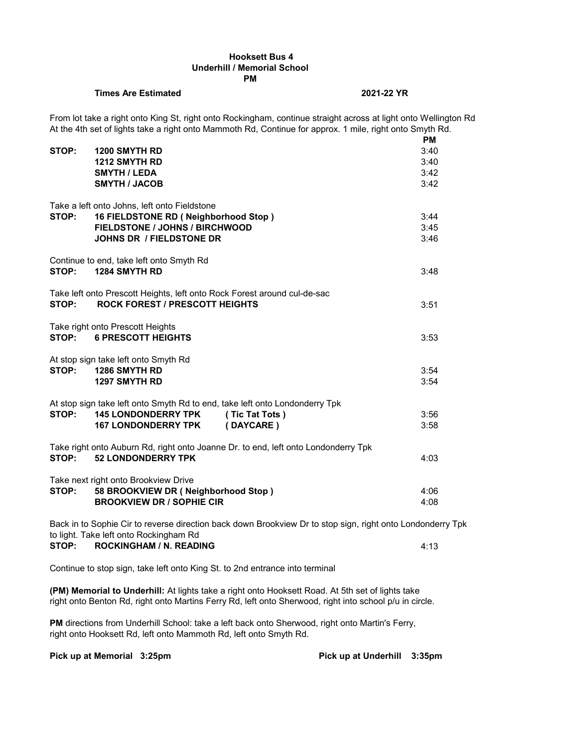**Hooksett Bus 4**
**Underhill / Memorial School**
**PM**

**Times Are Estimated** **2021-22 YR**

From lot take a right onto King St, right onto Rockingham, continue straight across at light onto Wellington Rd
At the 4th set of lights take a right onto Mammoth Rd, Continue for approx. 1 mile, right onto Smyth Rd.

| | | PM |
|---|---|---|
| **STOP:** | **1200 SMYTH RD** | 3:40 |
| | **1212 SMYTH RD** | 3:40 |
| | **SMYTH / LEDA** | 3:42 |
| | **SMYTH / JACOB** | 3:42 |

Take a left onto Johns, left onto Fieldstone

| | | |
|---|---|---|
| **STOP:** | **16 FIELDSTONE RD ( Neighborhood Stop )** | 3:44 |
| | **FIELDSTONE / JOHNS / BIRCHWOOD** | 3:45 |
| | **JOHNS DR / FIELDSTONE DR** | 3:46 |

Continue to end, take left onto Smyth Rd

| | | |
|---|---|---|
| **STOP:** | **1284 SMYTH RD** | 3:48 |

Take left onto Prescott Heights, left onto Rock Forest around cul-de-sac

| | | |
|---|---|---|
| **STOP:** | **ROCK FOREST / PRESCOTT HEIGHTS** | 3:51 |

Take right onto Prescott Heights

| | | |
|---|---|---|
| **STOP:** | **6 PRESCOTT HEIGHTS** | 3:53 |

At stop sign take left onto Smyth Rd

| | | |
|---|---|---|
| **STOP:** | **1286 SMYTH RD** | 3:54 |
| | **1297 SMYTH RD** | 3:54 |

At stop sign take left onto Smyth Rd to end, take left onto Londonderry Tpk

| | | |
|---|---|---|
| **STOP:** | **145 LONDONDERRY TPK ( Tic Tat Tots )** | 3:56 |
| | **167 LONDONDERRY TPK ( DAYCARE )** | 3:58 |

Take right onto Auburn Rd, right onto Joanne Dr. to end, left onto Londonderry Tpk

| | | |
|---|---|---|
| **STOP:** | **52 LONDONDERRY TPK** | 4:03 |

Take next right onto Brookview Drive

| | | |
|---|---|---|
| **STOP:** | **58 BROOKVIEW DR ( Neighborhood Stop )** | 4:06 |
| | **BROOKVIEW DR / SOPHIE CIR** | 4:08 |

Back in to Sophie Cir to reverse direction back down Brookview Dr to stop sign, right onto Londonderry Tpk to light. Take left onto Rockingham Rd

| | | |
|---|---|---|
| **STOP:** | **ROCKINGHAM / N. READING** | 4:13 |

Continue to stop sign, take left onto King St. to 2nd entrance into terminal

**(PM) Memorial to Underhill:** At lights take a right onto Hooksett Road. At 5th set of lights take right onto Benton Rd, right onto Martins Ferry Rd, left onto Sherwood, right into school p/u in circle.

**PM** directions from Underhill School: take a left back onto Sherwood, right onto Martin's Ferry, right onto Hooksett Rd, left onto Mammoth Rd, left onto Smyth Rd.

**Pick up at Memorial 3:25pm** **Pick up at Underhill 3:35pm**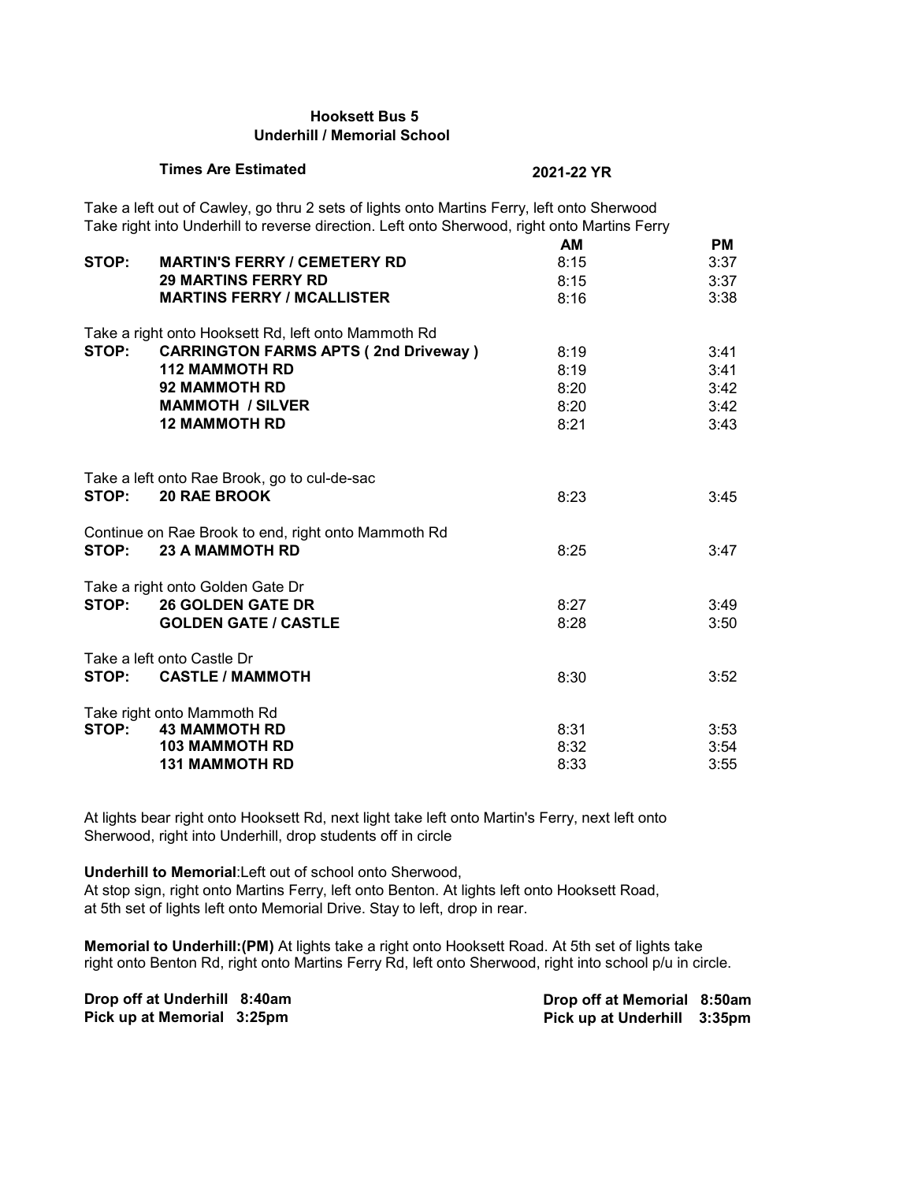**Hooksett Bus 5**
**Underhill / Memorial School**

**Times Are Estimated** **2021-22 YR**

Take a left out of Cawley, go thru 2 sets of lights onto Martins Ferry, left onto Sherwood
Take right into Underhill to reverse direction. Left onto Sherwood, right onto Martins Ferry

| | | AM | PM |
|---|---|---|---|
| **STOP:** | **MARTIN'S FERRY / CEMETERY RD** | 8:15 | 3:37 |
| | **29 MARTINS FERRY RD** | 8:15 | 3:37 |
| | **MARTINS FERRY / MCALLISTER** | 8:16 | 3:38 |

Take a right onto Hooksett Rd, left onto Mammoth Rd

| | | | |
|---|---|---|---|
| **STOP:** | **CARRINGTON FARMS APTS ( 2nd Driveway )** | 8:19 | 3:41 |
| | **112 MAMMOTH RD** | 8:19 | 3:41 |
| | **92 MAMMOTH RD** | 8:20 | 3:42 |
| | **MAMMOTH / SILVER** | 8:20 | 3:42 |
| | **12 MAMMOTH RD** | 8:21 | 3:43 |

Take a left onto Rae Brook, go to cul-de-sac

| | | | |
|---|---|---|---|
| **STOP:** | **20 RAE BROOK** | 8:23 | 3:45 |

Continue on Rae Brook to end, right onto Mammoth Rd

| | | | |
|---|---|---|---|
| **STOP:** | **23 A MAMMOTH RD** | 8:25 | 3:47 |

Take a right onto Golden Gate Dr

| | | | |
|---|---|---|---|
| **STOP:** | **26 GOLDEN GATE DR** | 8:27 | 3:49 |
| | **GOLDEN GATE / CASTLE** | 8:28 | 3:50 |

Take a left onto Castle Dr

| | | | |
|---|---|---|---|
| **STOP:** | **CASTLE / MAMMOTH** | 8:30 | 3:52 |

Take right onto Mammoth Rd

| | | | |
|---|---|---|---|
| **STOP:** | **43 MAMMOTH RD** | 8:31 | 3:53 |
| | **103 MAMMOTH RD** | 8:32 | 3:54 |
| | **131 MAMMOTH RD** | 8:33 | 3:55 |

At lights bear right onto Hooksett Rd, next light take left onto Martin's Ferry, next left onto Sherwood, right into Underhill, drop students off in circle

**Underhill to Memorial**:Left out of school onto Sherwood,
At stop sign, right onto Martins Ferry, left onto Benton. At lights left onto Hooksett Road, at 5th set of lights left onto Memorial Drive. Stay to left, drop in rear.

**Memorial to Underhill:(PM)** At lights take a right onto Hooksett Road. At 5th set of lights take right onto Benton Rd, right onto Martins Ferry Rd, left onto Sherwood, right into school p/u in circle.

**Drop off at Underhill 8:40am**
**Pick up at Memorial 3:25pm**

**Drop off at Memorial 8:50am**
**Pick up at Underhill 3:35pm**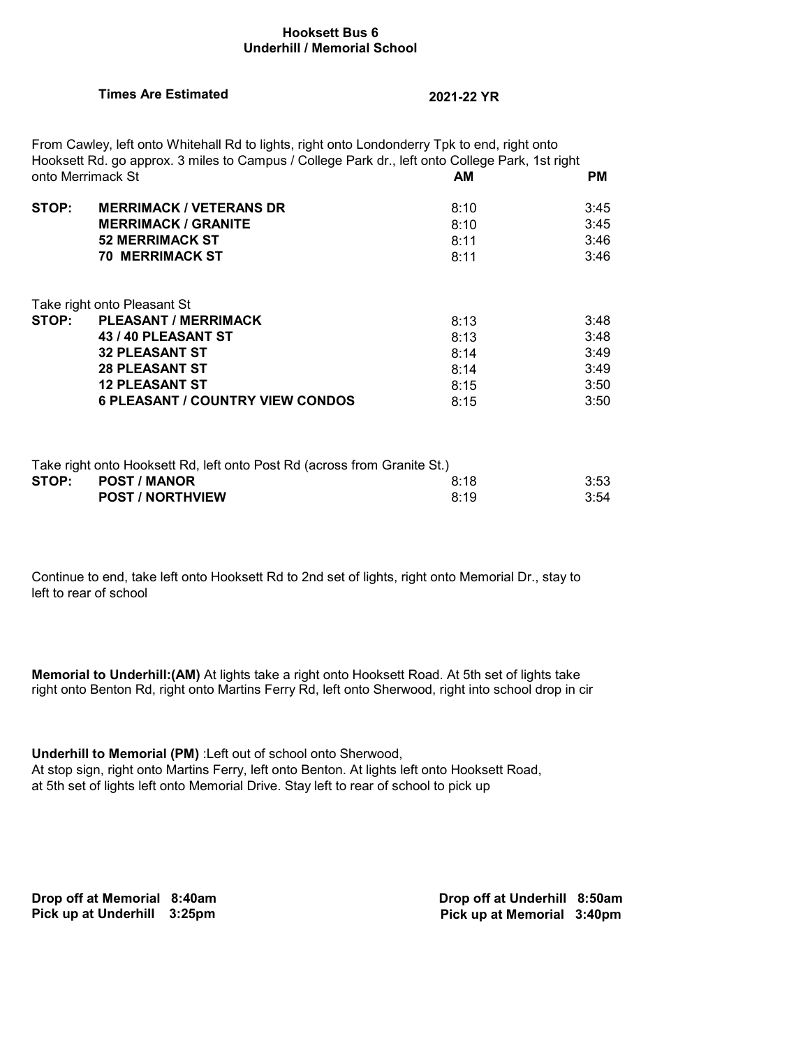# Hooksett Bus 6
## Underhill / Memorial School

**Times Are Estimated** **2021-22 YR**

From Cawley, left onto Whitehall Rd to lights, right onto Londonderry Tpk to end, right onto Hooksett Rd. go approx. 3 miles to Campus / College Park dr., left onto College Park, 1st right onto Merrimack St

| | | AM | PM |
|---|---|---|---|
| **STOP:** | **MERRIMACK / VETERANS DR** | 8:10 | 3:45 |
| | **MERRIMACK / GRANITE** | 8:10 | 3:45 |
| | **52 MERRIMACK ST** | 8:11 | 3:46 |
| | **70 MERRIMACK ST** | 8:11 | 3:46 |

Take right onto Pleasant St

| | | AM | PM |
|---|---|---|---|
| **STOP:** | **PLEASANT / MERRIMACK** | 8:13 | 3:48 |
| | **43 / 40 PLEASANT ST** | 8:13 | 3:48 |
| | **32 PLEASANT ST** | 8:14 | 3:49 |
| | **28 PLEASANT ST** | 8:14 | 3:49 |
| | **12 PLEASANT ST** | 8:15 | 3:50 |
| | **6 PLEASANT / COUNTRY VIEW CONDOS** | 8:15 | 3:50 |

Take right onto Hooksett Rd, left onto Post Rd (across from Granite St.)

| | | AM | PM |
|---|---|---|---|
| **STOP:** | **POST / MANOR** | 8:18 | 3:53 |
| | **POST / NORTHVIEW** | 8:19 | 3:54 |

Continue to end, take left onto Hooksett Rd to 2nd set of lights, right onto Memorial Dr., stay to left to rear of school

**Memorial to Underhill:(AM)** At lights take a right onto Hooksett Road. At 5th set of lights take right onto Benton Rd, right onto Martins Ferry Rd, left onto Sherwood, right into school drop in cir

**Underhill to Memorial (PM)** :Left out of school onto Sherwood,
At stop sign, right onto Martins Ferry, left onto Benton. At lights left onto Hooksett Road, at 5th set of lights left onto Memorial Drive. Stay left to rear of school to pick up

**Drop off at Memorial 8:40am**
**Pick up at Underhill 3:25pm**

**Drop off at Underhill 8:50am**
**Pick up at Memorial 3:40pm**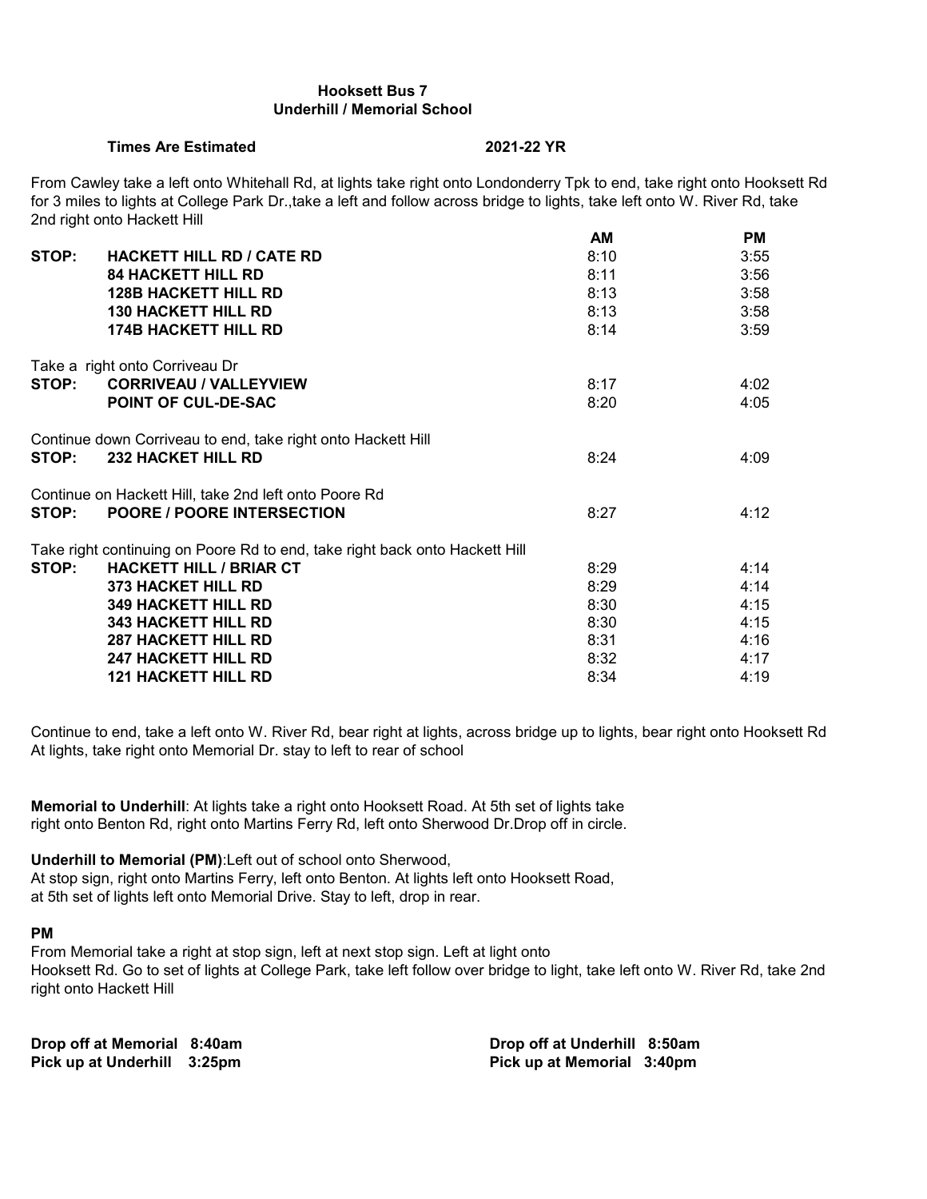**Hooksett Bus 7**
**Underhill / Memorial School**

**Times Are Estimated** **2021-22 YR**

From Cawley take a left onto Whitehall Rd, at lights take right onto Londonderry Tpk to end, take right onto Hooksett Rd for 3 miles to lights at College Park Dr.,take a left and follow across bridge to lights, take left onto W. River Rd, take 2nd right onto Hackett Hill

| | | AM | PM |
|---|---|---|---|
| **STOP:** | **HACKETT HILL RD / CATE RD** | 8:10 | 3:55 |
| | **84 HACKETT HILL RD** | 8:11 | 3:56 |
| | **128B HACKETT HILL RD** | 8:13 | 3:58 |
| | **130 HACKETT HILL RD** | 8:13 | 3:58 |
| | **174B HACKETT HILL RD** | 8:14 | 3:59 |
| Take a right onto Corriveau Dr | | | |
| **STOP:** | **CORRIVEAU / VALLEYVIEW** | 8:17 | 4:02 |
| | **POINT OF CUL-DE-SAC** | 8:20 | 4:05 |
| Continue down Corriveau to end, take right onto Hackett Hill | | | |
| **STOP:** | **232 HACKET HILL RD** | 8:24 | 4:09 |
| Continue on Hackett Hill, take 2nd left onto Poore Rd | | | |
| **STOP:** | **POORE / POORE INTERSECTION** | 8:27 | 4:12 |
| Take right continuing on Poore Rd to end, take right back onto Hackett Hill | | | |
| **STOP:** | **HACKETT HILL / BRIAR CT** | 8:29 | 4:14 |
| | **373 HACKET HILL RD** | 8:29 | 4:14 |
| | **349 HACKETT HILL RD** | 8:30 | 4:15 |
| | **343 HACKETT HILL RD** | 8:30 | 4:15 |
| | **287 HACKETT HILL RD** | 8:31 | 4:16 |
| | **247 HACKETT HILL RD** | 8:32 | 4:17 |
| | **121 HACKETT HILL RD** | 8:34 | 4:19 |

Continue to end, take a left onto W. River Rd, bear right at lights, across bridge up to lights, bear right onto Hooksett Rd At lights, take right onto Memorial Dr. stay to left to rear of school

**Memorial to Underhill**: At lights take a right onto Hooksett Road. At 5th set of lights take right onto Benton Rd, right onto Martins Ferry Rd, left onto Sherwood Dr.Drop off in circle.

**Underhill to Memorial (PM)**:Left out of school onto Sherwood,
At stop sign, right onto Martins Ferry, left onto Benton. At lights left onto Hooksett Road, at 5th set of lights left onto Memorial Drive. Stay to left, drop in rear.

**PM**

From Memorial take a right at stop sign, left at next stop sign. Left at light onto Hooksett Rd. Go to set of lights at College Park, take left follow over bridge to light, take left onto W. River Rd, take 2nd right onto Hackett Hill

**Drop off at Memorial 8:40am**
**Pick up at Underhill 3:25pm**

**Drop off at Underhill 8:50am**
**Pick up at Memorial 3:40pm**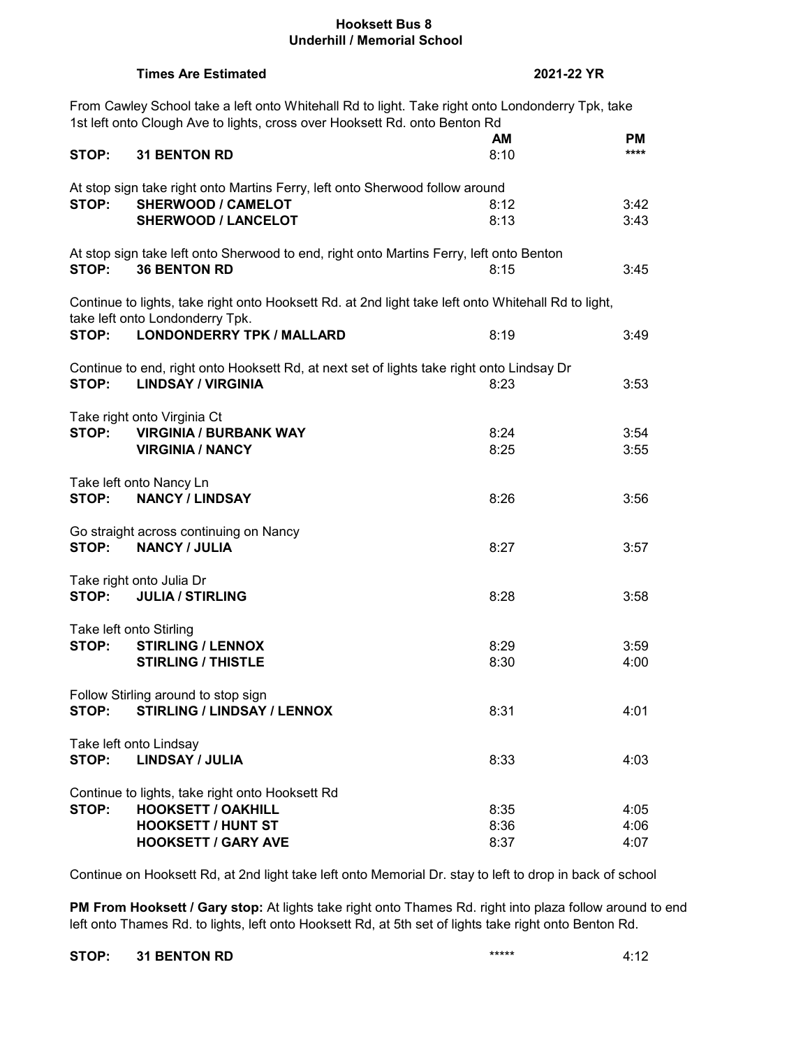**Hooksett Bus 8**
**Underhill / Memorial School**

**Times Are Estimated** **2021-22 YR**

From Cawley School take a left onto Whitehall Rd to light. Take right onto Londonderry Tpk, take 1st left onto Clough Ave to lights, cross over Hooksett Rd. onto Benton Rd

| | | AM | PM |
|---|---|---|---|
| **STOP:** | **31 BENTON RD** | 8:10 | **** |

At stop sign take right onto Martins Ferry, left onto Sherwood follow around

| | | | |
|---|---|---|---|
| **STOP:** | **SHERWOOD / CAMELOT** | 8:12 | 3:42 |
| | **SHERWOOD / LANCELOT** | 8:13 | 3:43 |

At stop sign take left onto Sherwood to end, right onto Martins Ferry, left onto Benton

| | | | |
|---|---|---|---|
| **STOP:** | **36 BENTON RD** | 8:15 | 3:45 |

Continue to lights, take right onto Hooksett Rd. at 2nd light take left onto Whitehall Rd to light, take left onto Londonderry Tpk.

| | | | |
|---|---|---|---|
| **STOP:** | **LONDONDERRY TPK / MALLARD** | 8:19 | 3:49 |

Continue to end, right onto Hooksett Rd, at next set of lights take right onto Lindsay Dr

| | | | |
|---|---|---|---|
| **STOP:** | **LINDSAY / VIRGINIA** | 8:23 | 3:53 |

Take right onto Virginia Ct

| | | | |
|---|---|---|---|
| **STOP:** | **VIRGINIA / BURBANK WAY** | 8:24 | 3:54 |
| | **VIRGINIA / NANCY** | 8:25 | 3:55 |

Take left onto Nancy Ln

| | | | |
|---|---|---|---|
| **STOP:** | **NANCY / LINDSAY** | 8:26 | 3:56 |

Go straight across continuing on Nancy

| | | | |
|---|---|---|---|
| **STOP:** | **NANCY / JULIA** | 8:27 | 3:57 |

Take right onto Julia Dr

| | | | |
|---|---|---|---|
| **STOP:** | **JULIA / STIRLING** | 8:28 | 3:58 |

Take left onto Stirling

| | | | |
|---|---|---|---|
| **STOP:** | **STIRLING / LENNOX** | 8:29 | 3:59 |
| | **STIRLING / THISTLE** | 8:30 | 4:00 |

Follow Stirling around to stop sign

| | | | |
|---|---|---|---|
| **STOP:** | **STIRLING / LINDSAY / LENNOX** | 8:31 | 4:01 |

Take left onto Lindsay

| | | | |
|---|---|---|---|
| **STOP:** | **LINDSAY / JULIA** | 8:33 | 4:03 |

Continue to lights, take right onto Hooksett Rd

| | | | |
|---|---|---|---|
| **STOP:** | **HOOKSETT / OAKHILL** | 8:35 | 4:05 |
| | **HOOKSETT / HUNT ST** | 8:36 | 4:06 |
| | **HOOKSETT / GARY AVE** | 8:37 | 4:07 |

Continue on Hooksett Rd, at 2nd light take left onto Memorial Dr. stay to left to drop in back of school

**PM From Hooksett / Gary stop:** At lights take right onto Thames Rd. right into plaza follow around to end left onto Thames Rd. to lights, left onto Hooksett Rd, at 5th set of lights take right onto Benton Rd.

| | | | |
|---|---|---|---|
| **STOP:** | **31 BENTON RD** | ***** | 4:12 |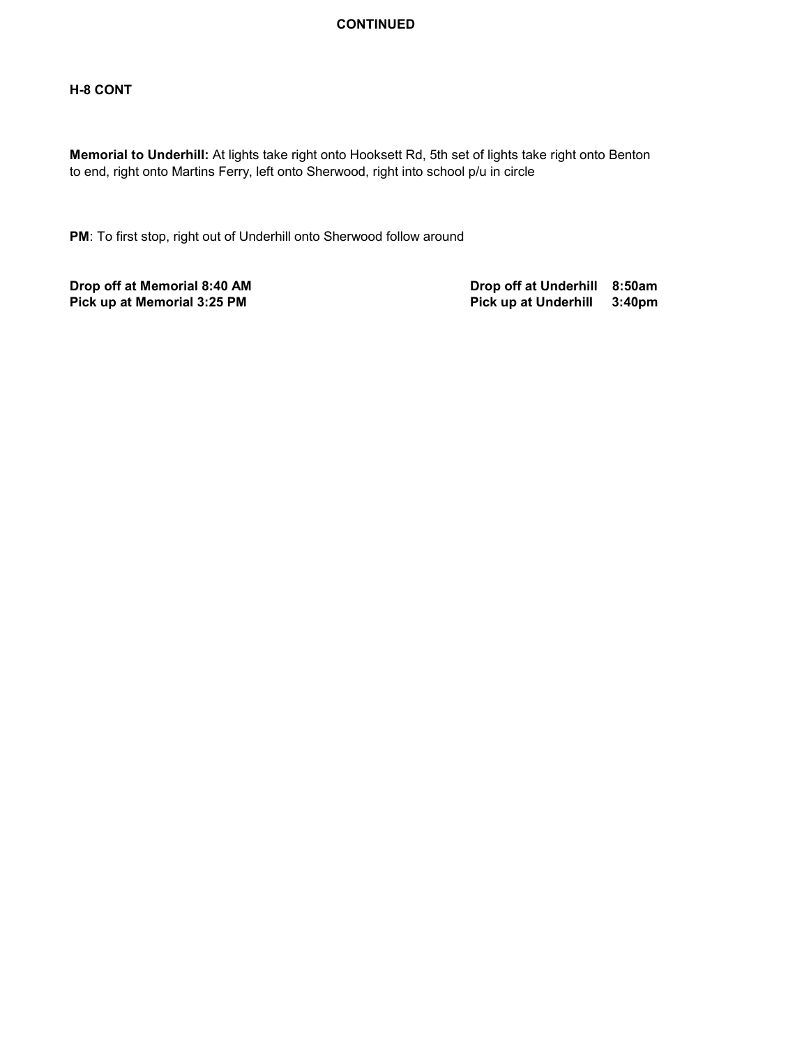**CONTINUED**

**H-8 CONT**

**Memorial to Underhill:** At lights take right onto Hooksett Rd, 5th set of lights take right onto Benton to end, right onto Martins Ferry, left onto Sherwood, right into school p/u in circle

**PM**: To first stop, right out of Underhill onto Sherwood follow around

**Drop off at Memorial 8:40 AM**
**Pick up at Memorial 3:25 PM**

**Drop off at Underhill 8:50am**
**Pick up at Underhill 3:40pm**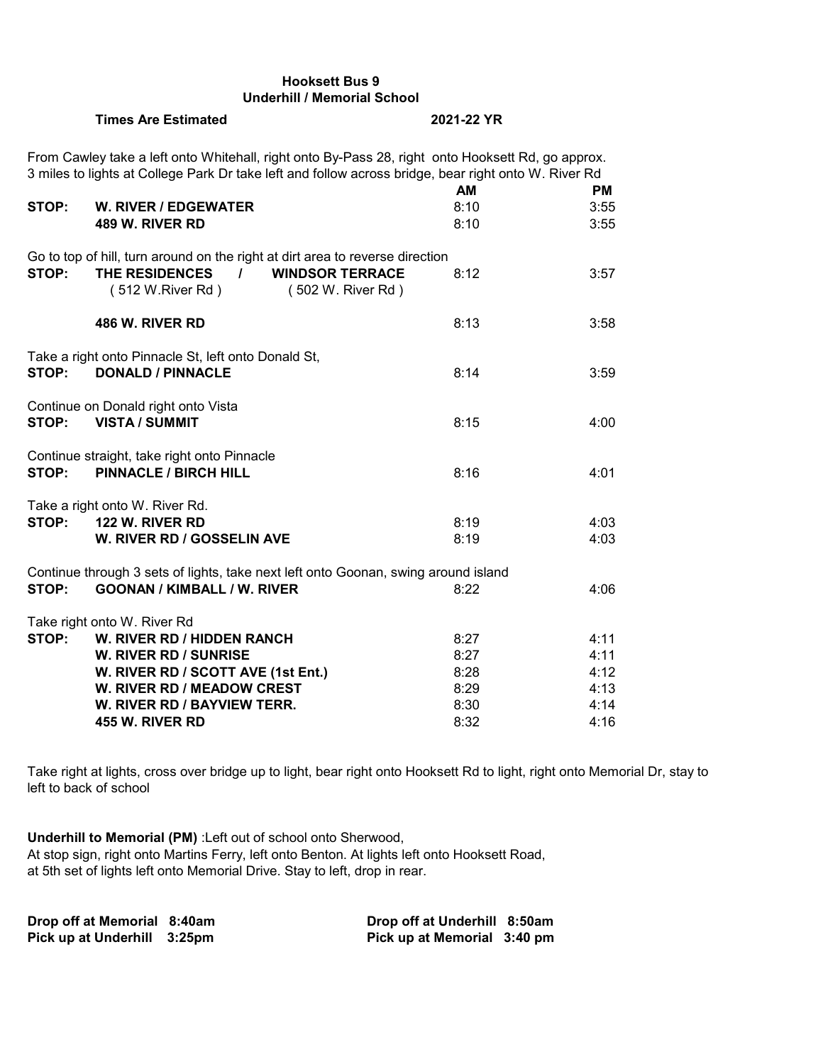**Hooksett Bus 9**
**Underhill / Memorial School**

**Times Are Estimated** **2021-22 YR**

From Cawley take a left onto Whitehall, right onto By-Pass 28, right onto Hooksett Rd, go approx. 3 miles to lights at College Park Dr take left and follow across bridge, bear right onto W. River Rd

| | | AM | PM |
|---|---|---|---|
| **STOP:** | **W. RIVER / EDGEWATER** | 8:10 | 3:55 |
| | **489 W. RIVER RD** | 8:10 | 3:55 |

Go to top of hill, turn around on the right at dirt area to reverse direction

| | | AM | PM |
|---|---|---|---|
| **STOP:** | **THE RESIDENCES / WINDSOR TERRACE** ( 512 W.River Rd ) ( 502 W. River Rd ) | 8:12 | 3:57 |
| | **486 W. RIVER RD** | 8:13 | 3:58 |

Take a right onto Pinnacle St, left onto Donald St,

| | | AM | PM |
|---|---|---|---|
| **STOP:** | **DONALD / PINNACLE** | 8:14 | 3:59 |

Continue on Donald right onto Vista

| | | AM | PM |
|---|---|---|---|
| **STOP:** | **VISTA / SUMMIT** | 8:15 | 4:00 |

Continue straight, take right onto Pinnacle

| | | AM | PM |
|---|---|---|---|
| **STOP:** | **PINNACLE / BIRCH HILL** | 8:16 | 4:01 |

Take a right onto W. River Rd.

| | | AM | PM |
|---|---|---|---|
| **STOP:** | **122 W. RIVER RD** | 8:19 | 4:03 |
| | **W. RIVER RD / GOSSELIN AVE** | 8:19 | 4:03 |

Continue through 3 sets of lights, take next left onto Goonan, swing around island

| | | AM | PM |
|---|---|---|---|
| **STOP:** | **GOONAN / KIMBALL / W. RIVER** | 8:22 | 4:06 |

Take right onto W. River Rd

| | | AM | PM |
|---|---|---|---|
| **STOP:** | **W. RIVER RD / HIDDEN RANCH** | 8:27 | 4:11 |
| | **W. RIVER RD / SUNRISE** | 8:27 | 4:11 |
| | **W. RIVER RD / SCOTT AVE (1st Ent.)** | 8:28 | 4:12 |
| | **W. RIVER RD / MEADOW CREST** | 8:29 | 4:13 |
| | **W. RIVER RD / BAYVIEW TERR.** | 8:30 | 4:14 |
| | **455 W. RIVER RD** | 8:32 | 4:16 |

Take right at lights, cross over bridge up to light, bear right onto Hooksett Rd to light, right onto Memorial Dr, stay to left to back of school

**Underhill to Memorial (PM)** :Left out of school onto Sherwood,
At stop sign, right onto Martins Ferry, left onto Benton. At lights left onto Hooksett Road, at 5th set of lights left onto Memorial Drive. Stay to left, drop in rear.

**Drop off at Memorial 8:40am**
**Pick up at Underhill 3:25pm**

**Drop off at Underhill 8:50am**
**Pick up at Memorial 3:40 pm**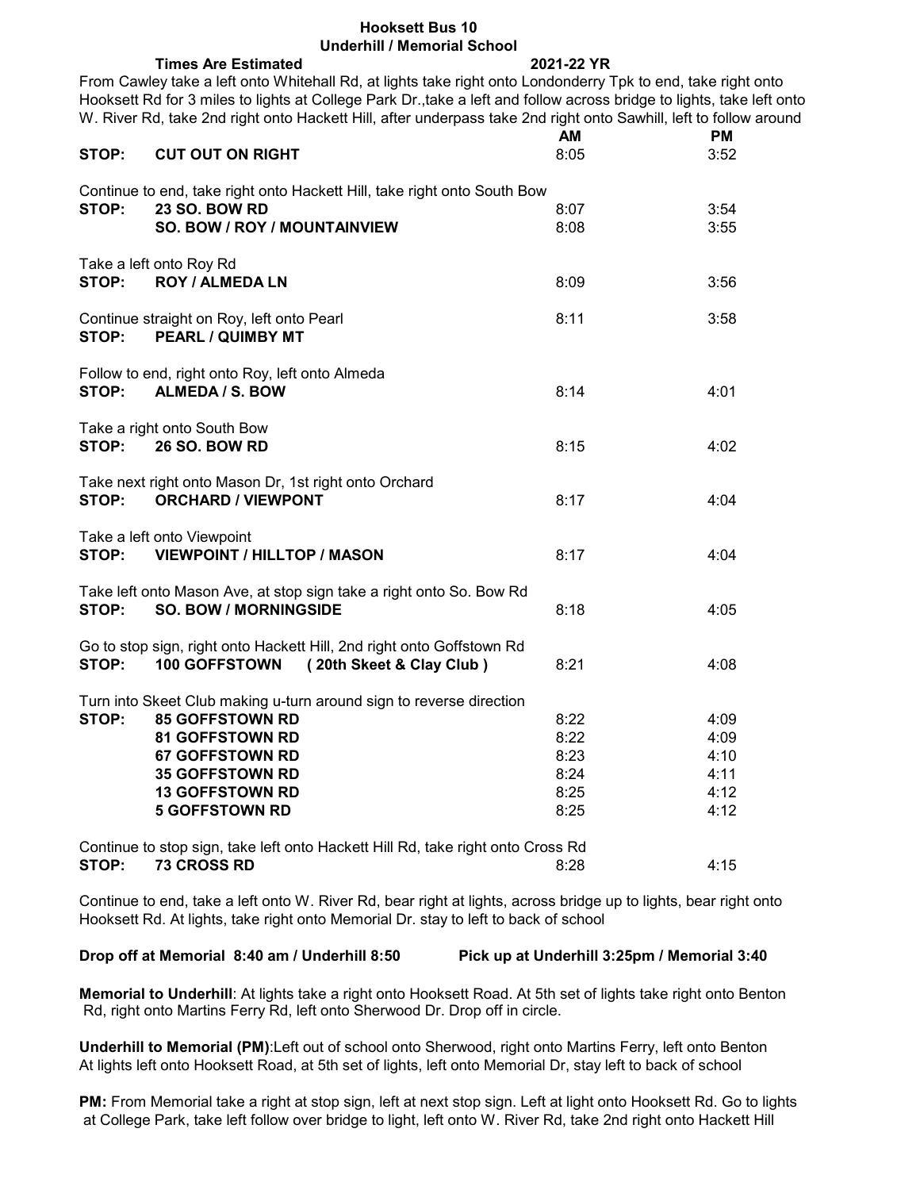**Hooksett Bus 10**
**Underhill / Memorial School**

**Times Are Estimated** **2021-22 YR**

From Cawley take a left onto Whitehall Rd, at lights take right onto Londonderry Tpk to end, take right onto Hooksett Rd for 3 miles to lights at College Park Dr.,take a left and follow across bridge to lights, take left onto W. River Rd, take 2nd right onto Hackett Hill, after underpass take 2nd right onto Sawhill, left to follow around

| | | AM | PM |
|---|---|---|---|
| **STOP:** | **CUT OUT ON RIGHT** | 8:05 | 3:52 |
| Continue to end, take right onto Hackett Hill, take right onto South Bow | | | |
| **STOP:** | **23 SO. BOW RD** | 8:07 | 3:54 |
| | **SO. BOW / ROY / MOUNTAINVIEW** | 8:08 | 3:55 |
| Take a left onto Roy Rd | | | |
| **STOP:** | **ROY / ALMEDA LN** | 8:09 | 3:56 |
| Continue straight on Roy, left onto Pearl | | 8:11 | 3:58 |
| **STOP:** | **PEARL / QUIMBY MT** | | |
| Follow to end, right onto Roy, left onto Almeda | | | |
| **STOP:** | **ALMEDA / S. BOW** | 8:14 | 4:01 |
| Take a right onto South Bow | | | |
| **STOP:** | **26 SO. BOW RD** | 8:15 | 4:02 |
| Take next right onto Mason Dr, 1st right onto Orchard | | | |
| **STOP:** | **ORCHARD / VIEWPONT** | 8:17 | 4:04 |
| Take a left onto Viewpoint | | | |
| **STOP:** | **VIEWPOINT / HILLTOP / MASON** | 8:17 | 4:04 |
| Take left onto Mason Ave, at stop sign take a right onto So. Bow Rd | | | |
| **STOP:** | **SO. BOW / MORNINGSIDE** | 8:18 | 4:05 |
| Go to stop sign, right onto Hackett Hill, 2nd right onto Goffstown Rd | | | |
| **STOP:** | **100 GOFFSTOWN ( 20th Skeet & Clay Club )** | 8:21 | 4:08 |
| Turn into Skeet Club making u-turn around sign to reverse direction | | | |
| **STOP:** | **85 GOFFSTOWN RD** | 8:22 | 4:09 |
| | **81 GOFFSTOWN RD** | 8:22 | 4:09 |
| | **67 GOFFSTOWN RD** | 8:23 | 4:10 |
| | **35 GOFFSTOWN RD** | 8:24 | 4:11 |
| | **13 GOFFSTOWN RD** | 8:25 | 4:12 |
| | **5 GOFFSTOWN RD** | 8:25 | 4:12 |
| Continue to stop sign, take left onto Hackett Hill Rd, take right onto Cross Rd | | | |
| **STOP:** | **73 CROSS RD** | 8:28 | 4:15 |

Continue to end, take a left onto W. River Rd, bear right at lights, across bridge up to lights, bear right onto Hooksett Rd. At lights, take right onto Memorial Dr. stay to left to back of school

**Drop off at Memorial 8:40 am / Underhill 8:50** **Pick up at Underhill 3:25pm / Memorial 3:40**

**Memorial to Underhill**: At lights take a right onto Hooksett Road. At 5th set of lights take right onto Benton Rd, right onto Martins Ferry Rd, left onto Sherwood Dr. Drop off in circle.

**Underhill to Memorial (PM)**:Left out of school onto Sherwood, right onto Martins Ferry, left onto Benton At lights left onto Hooksett Road, at 5th set of lights, left onto Memorial Dr, stay left to back of school

**PM:** From Memorial take a right at stop sign, left at next stop sign. Left at light onto Hooksett Rd. Go to lights at College Park, take left follow over bridge to light, left onto W. River Rd, take 2nd right onto Hackett Hill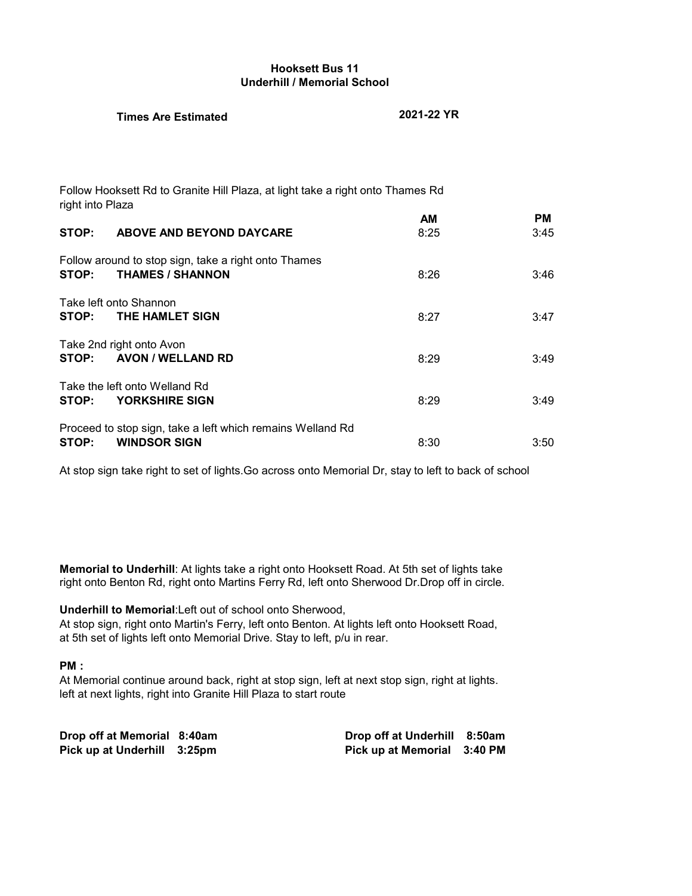# Hooksett Bus 11
## Underhill / Memorial School

**Times Are Estimated** **2021-22 YR**

Follow Hooksett Rd to Granite Hill Plaza, at light take a right onto Thames Rd right into Plaza

| | | AM | PM |
|---|---|---|---|
| **STOP:** | **ABOVE AND BEYOND DAYCARE** | 8:25 | 3:45 |
| Follow around to stop sign, take a right onto Thames | | | |
| **STOP:** | **THAMES / SHANNON** | 8:26 | 3:46 |
| Take left onto Shannon | | | |
| **STOP:** | **THE HAMLET SIGN** | 8:27 | 3:47 |
| Take 2nd right onto Avon | | | |
| **STOP:** | **AVON / WELLAND RD** | 8:29 | 3:49 |
| Take the left onto Welland Rd | | | |
| **STOP:** | **YORKSHIRE SIGN** | 8:29 | 3:49 |
| Proceed to stop sign, take a left which remains Welland Rd | | | |
| **STOP:** | **WINDSOR SIGN** | 8:30 | 3:50 |

At stop sign take right to set of lights.Go across onto Memorial Dr, stay to left to back of school

**Memorial to Underhill**: At lights take a right onto Hooksett Road. At 5th set of lights take right onto Benton Rd, right onto Martins Ferry Rd, left onto Sherwood Dr.Drop off in circle.

**Underhill to Memorial**:Left out of school onto Sherwood,
At stop sign, right onto Martin's Ferry, left onto Benton. At lights left onto Hooksett Road, at 5th set of lights left onto Memorial Drive. Stay to left, p/u in rear.

**PM :**
At Memorial continue around back, right at stop sign, left at next stop sign, right at lights. left at next lights, right into Granite Hill Plaza to start route

**Drop off at Memorial 8:40am**
**Pick up at Underhill 3:25pm**

**Drop off at Underhill 8:50am**
**Pick up at Memorial 3:40 PM**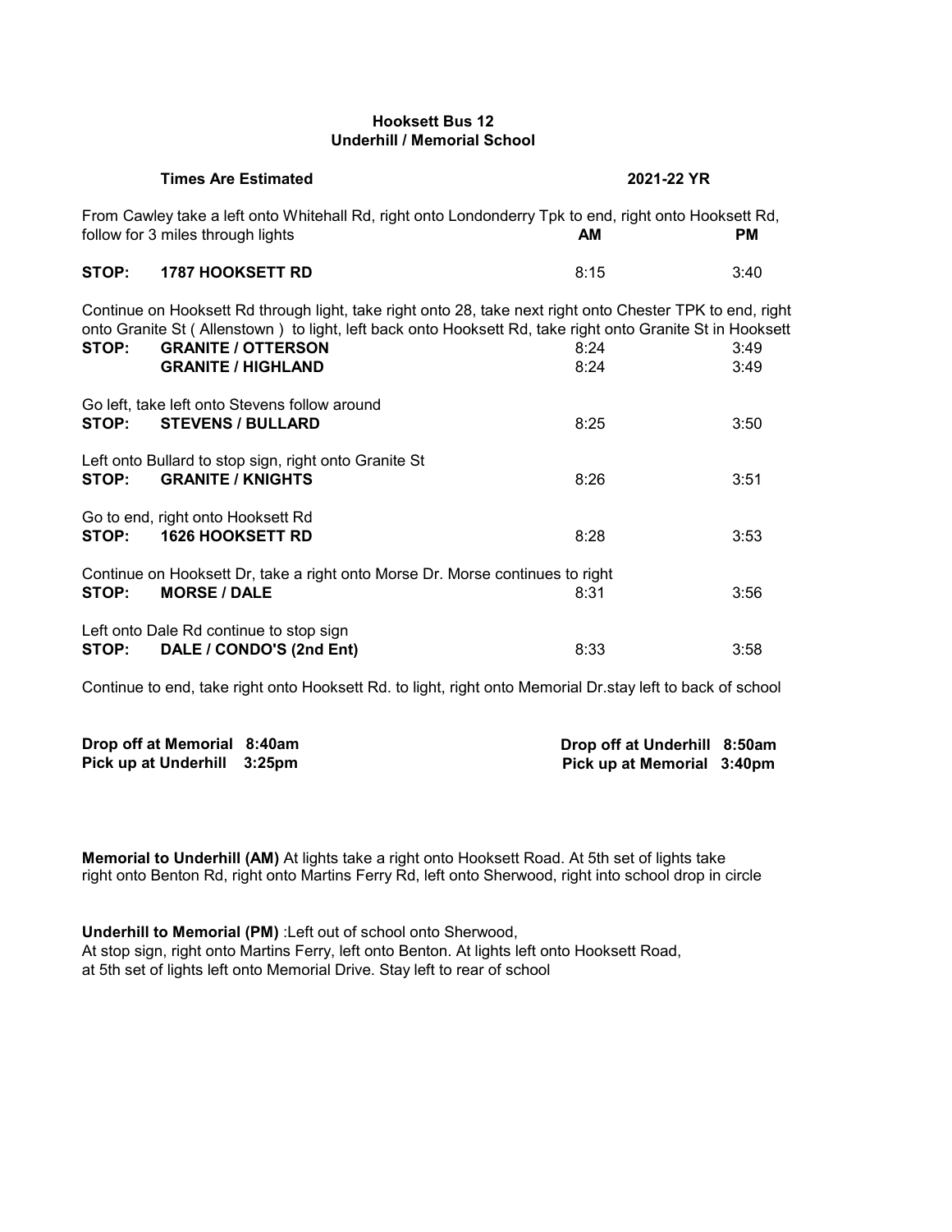**Hooksett Bus 12**
**Underhill / Memorial School**

**Times Are Estimated** **2021-22 YR**

From Cawley take a left onto Whitehall Rd, right onto Londonderry Tpk to end, right onto Hooksett Rd, follow for 3 miles through lights

| | | AM | PM |
|---|---|---|---|
| **STOP:** | **1787 HOOKSETT RD** | 8:15 | 3:40 |

Continue on Hooksett Rd through light, take right onto 28, take next right onto Chester TPK to end, right onto Granite St ( Allenstown ) to light, left back onto Hooksett Rd, take right onto Granite St in Hooksett

| | | AM | PM |
|---|---|---|---|
| **STOP:** | **GRANITE / OTTERSON** | 8:24 | 3:49 |
| | **GRANITE / HIGHLAND** | 8:24 | 3:49 |

Go left, take left onto Stevens follow around

| | | AM | PM |
|---|---|---|---|
| **STOP:** | **STEVENS / BULLARD** | 8:25 | 3:50 |

Left onto Bullard to stop sign, right onto Granite St

| | | AM | PM |
|---|---|---|---|
| **STOP:** | **GRANITE / KNIGHTS** | 8:26 | 3:51 |

Go to end, right onto Hooksett Rd

| | | AM | PM |
|---|---|---|---|
| **STOP:** | **1626 HOOKSETT RD** | 8:28 | 3:53 |

Continue on Hooksett Dr, take a right onto Morse Dr. Morse continues to right

| | | AM | PM |
|---|---|---|---|
| **STOP:** | **MORSE / DALE** | 8:31 | 3:56 |

Left onto Dale Rd continue to stop sign

| | | AM | PM |
|---|---|---|---|
| **STOP:** | **DALE / CONDO'S (2nd Ent)** | 8:33 | 3:58 |

Continue to end, take right onto Hooksett Rd. to light, right onto Memorial Dr.stay left to back of school

**Drop off at Memorial 8:40am**
**Pick up at Underhill 3:25pm**

**Drop off at Underhill 8:50am**
**Pick up at Memorial 3:40pm**

**Memorial to Underhill (AM)** At lights take a right onto Hooksett Road. At 5th set of lights take right onto Benton Rd, right onto Martins Ferry Rd, left onto Sherwood, right into school drop in circle

**Underhill to Memorial (PM)** :Left out of school onto Sherwood,
At stop sign, right onto Martins Ferry, left onto Benton. At lights left onto Hooksett Road, at 5th set of lights left onto Memorial Drive. Stay left to rear of school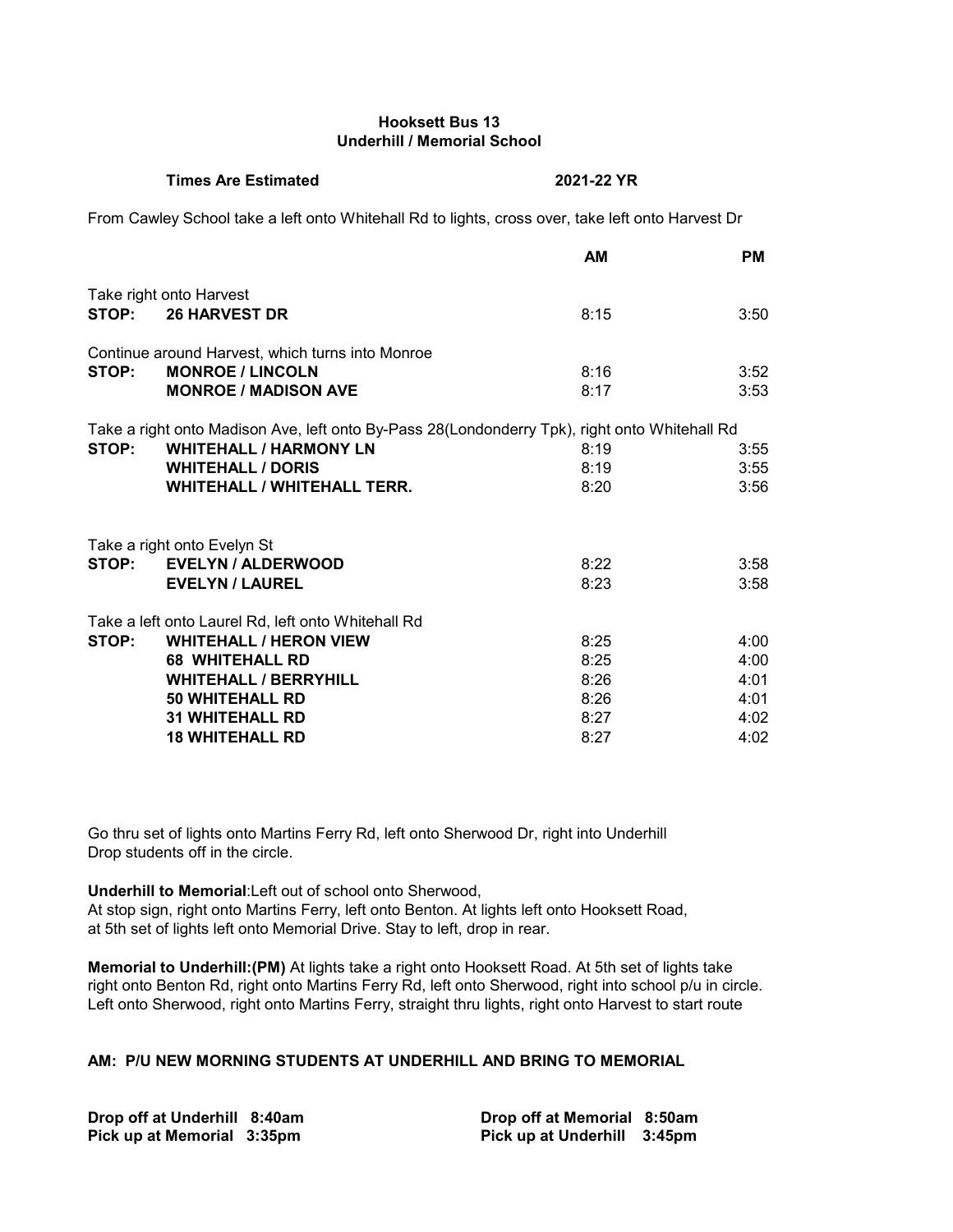**Hooksett Bus 13**
**Underhill / Memorial School**

**Times Are Estimated** **2021-22 YR**

From Cawley School take a left onto Whitehall Rd to lights, cross over, take left onto Harvest Dr

| | | AM | PM |
|---|---|---|---|
| Take right onto Harvest | | | |
| **STOP:** | **26 HARVEST DR** | 8:15 | 3:50 |
| Continue around Harvest, which turns into Monroe | | | |
| **STOP:** | **MONROE / LINCOLN** | 8:16 | 3:52 |
| | **MONROE / MADISON AVE** | 8:17 | 3:53 |
| Take a right onto Madison Ave, left onto By-Pass 28(Londonderry Tpk), right onto Whitehall Rd | | | |
| **STOP:** | **WHITEHALL / HARMONY LN** | 8:19 | 3:55 |
| | **WHITEHALL / DORIS** | 8:19 | 3:55 |
| | **WHITEHALL / WHITEHALL TERR.** | 8:20 | 3:56 |
| Take a right onto Evelyn St | | | |
| **STOP:** | **EVELYN / ALDERWOOD** | 8:22 | 3:58 |
| | **EVELYN / LAUREL** | 8:23 | 3:58 |
| Take a left onto Laurel Rd, left onto Whitehall Rd | | | |
| **STOP:** | **WHITEHALL / HERON VIEW** | 8:25 | 4:00 |
| | **68 WHITEHALL RD** | 8:25 | 4:00 |
| | **WHITEHALL / BERRYHILL** | 8:26 | 4:01 |
| | **50 WHITEHALL RD** | 8:26 | 4:01 |
| | **31 WHITEHALL RD** | 8:27 | 4:02 |
| | **18 WHITEHALL RD** | 8:27 | 4:02 |

Go thru set of lights onto Martins Ferry Rd, left onto Sherwood Dr, right into Underhill
Drop students off in the circle.

**Underhill to Memorial**:Left out of school onto Sherwood,
At stop sign, right onto Martins Ferry, left onto Benton. At lights left onto Hooksett Road,
at 5th set of lights left onto Memorial Drive. Stay to left, drop in rear.

**Memorial to Underhill:(PM)** At lights take a right onto Hooksett Road. At 5th set of lights take
right onto Benton Rd, right onto Martins Ferry Rd, left onto Sherwood, right into school p/u in circle.
Left onto Sherwood, right onto Martins Ferry, straight thru lights, right onto Harvest to start route

**AM: P/U NEW MORNING STUDENTS AT UNDERHILL AND BRING TO MEMORIAL**

**Drop off at Underhill 8:40am**
**Pick up at Memorial 3:35pm**

**Drop off at Memorial 8:50am**
**Pick up at Underhill 3:45pm**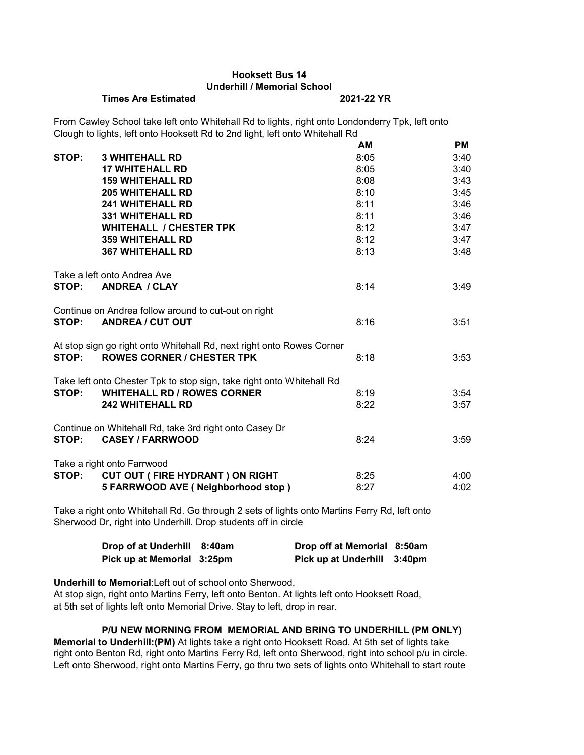**Hooksett Bus 14**
**Underhill / Memorial School**

**Times Are Estimated** **2021-22 YR**

From Cawley School take left onto Whitehall Rd to lights, right onto Londonderry Tpk, left onto Clough to lights, left onto Hooksett Rd to 2nd light, left onto Whitehall Rd

| | | AM | PM |
|---|---|---|---|
| **STOP:** | **3 WHITEHALL RD** | 8:05 | 3:40 |
| | **17 WHITEHALL RD** | 8:05 | 3:40 |
| | **159 WHITEHALL RD** | 8:08 | 3:43 |
| | **205 WHITEHALL RD** | 8:10 | 3:45 |
| | **241 WHITEHALL RD** | 8:11 | 3:46 |
| | **331 WHITEHALL RD** | 8:11 | 3:46 |
| | **WHITEHALL / CHESTER TPK** | 8:12 | 3:47 |
| | **359 WHITEHALL RD** | 8:12 | 3:47 |
| | **367 WHITEHALL RD** | 8:13 | 3:48 |
| Take a left onto Andrea Ave | | | |
| **STOP:** | **ANDREA / CLAY** | 8:14 | 3:49 |
| Continue on Andrea follow around to cut-out on right | | | |
| **STOP:** | **ANDREA / CUT OUT** | 8:16 | 3:51 |
| At stop sign go right onto Whitehall Rd, next right onto Rowes Corner | | | |
| **STOP:** | **ROWES CORNER / CHESTER TPK** | 8:18 | 3:53 |
| Take left onto Chester Tpk to stop sign, take right onto Whitehall Rd | | | |
| **STOP:** | **WHITEHALL RD / ROWES CORNER** | 8:19 | 3:54 |
| | **242 WHITEHALL RD** | 8:22 | 3:57 |
| Continue on Whitehall Rd, take 3rd right onto Casey Dr | | | |
| **STOP:** | **CASEY / FARRWOOD** | 8:24 | 3:59 |
| Take a right onto Farrwood | | | |
| **STOP:** | **CUT OUT ( FIRE HYDRANT ) ON RIGHT** | 8:25 | 4:00 |
| | **5 FARRWOOD AVE ( Neighborhood stop )** | 8:27 | 4:02 |

Take a right onto Whitehall Rd. Go through 2 sets of lights onto Martins Ferry Rd, left onto Sherwood Dr, right into Underhill. Drop students off in circle

| | |
|---|---|
| **Drop of at Underhill 8:40am** | **Drop off at Memorial 8:50am** |
| **Pick up at Memorial 3:25pm** | **Pick up at Underhill 3:40pm** |

**Underhill to Memorial**:Left out of school onto Sherwood,
At stop sign, right onto Martins Ferry, left onto Benton. At lights left onto Hooksett Road, at 5th set of lights left onto Memorial Drive. Stay to left, drop in rear.

**P/U NEW MORNING FROM MEMORIAL AND BRING TO UNDERHILL (PM ONLY)**

**Memorial to Underhill:(PM)** At lights take a right onto Hooksett Road. At 5th set of lights take right onto Benton Rd, right onto Martins Ferry Rd, left onto Sherwood, right into school p/u in circle. Left onto Sherwood, right onto Martins Ferry, go thru two sets of lights onto Whitehall to start route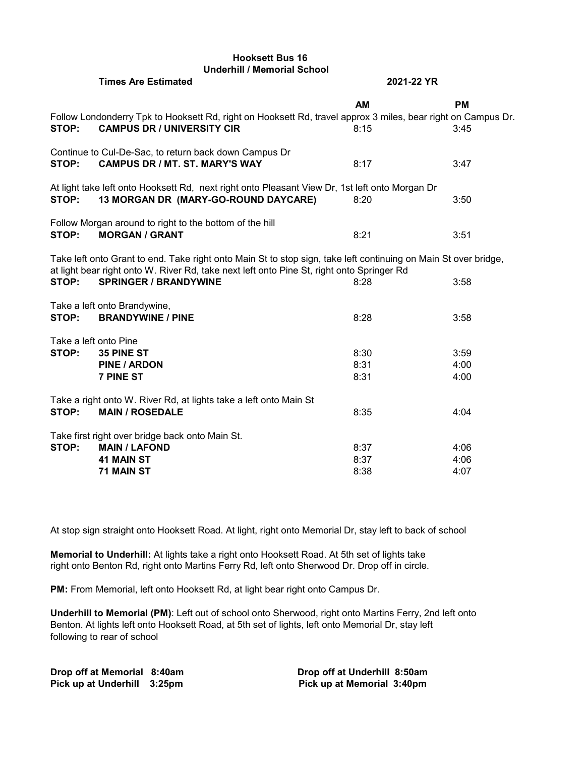**Hooksett Bus 16**
**Underhill / Memorial School**

**Times Are Estimated** **2021-22 YR**

| | | AM | PM |
|---|---|---|---|
| Follow Londonderry Tpk to Hooksett Rd, right on Hooksett Rd, travel approx 3 miles, bear right on Campus Dr. | | | |
| **STOP:** | **CAMPUS DR / UNIVERSITY CIR** | 8:15 | 3:45 |
| Continue to Cul-De-Sac, to return back down Campus Dr | | | |
| **STOP:** | **CAMPUS DR / MT. ST. MARY'S WAY** | 8:17 | 3:47 |
| At light take left onto Hooksett Rd, next right onto Pleasant View Dr, 1st left onto Morgan Dr | | | |
| **STOP:** | **13 MORGAN DR (MARY-GO-ROUND DAYCARE)** | 8:20 | 3:50 |
| Follow Morgan around to right to the bottom of the hill | | | |
| **STOP:** | **MORGAN / GRANT** | 8:21 | 3:51 |
| Take left onto Grant to end. Take right onto Main St to stop sign, take left continuing on Main St over bridge, at light bear right onto W. River Rd, take next left onto Pine St, right onto Springer Rd | | | |
| **STOP:** | **SPRINGER / BRANDYWINE** | 8:28 | 3:58 |
| Take a left onto Brandywine, | | | |
| **STOP:** | **BRANDYWINE / PINE** | 8:28 | 3:58 |
| Take a left onto Pine | | | |
| **STOP:** | **35 PINE ST** | 8:30 | 3:59 |
| | **PINE / ARDON** | 8:31 | 4:00 |
| | **7 PINE ST** | 8:31 | 4:00 |
| Take a right onto W. River Rd, at lights take a left onto Main St | | | |
| **STOP:** | **MAIN / ROSEDALE** | 8:35 | 4:04 |
| Take first right over bridge back onto Main St. | | | |
| **STOP:** | **MAIN / LAFOND** | 8:37 | 4:06 |
| | **41 MAIN ST** | 8:37 | 4:06 |
| | **71 MAIN ST** | 8:38 | 4:07 |

At stop sign straight onto Hooksett Road. At light, right onto Memorial Dr, stay left to back of school

**Memorial to Underhill:** At lights take a right onto Hooksett Road. At 5th set of lights take right onto Benton Rd, right onto Martins Ferry Rd, left onto Sherwood Dr. Drop off in circle.

**PM:** From Memorial, left onto Hooksett Rd, at light bear right onto Campus Dr.

**Underhill to Memorial (PM)**: Left out of school onto Sherwood, right onto Martins Ferry, 2nd left onto Benton. At lights left onto Hooksett Road, at 5th set of lights, left onto Memorial Dr, stay left following to rear of school

**Drop off at Memorial 8:40am**
**Pick up at Underhill 3:25pm**

**Drop off at Underhill 8:50am**
**Pick up at Memorial 3:40pm**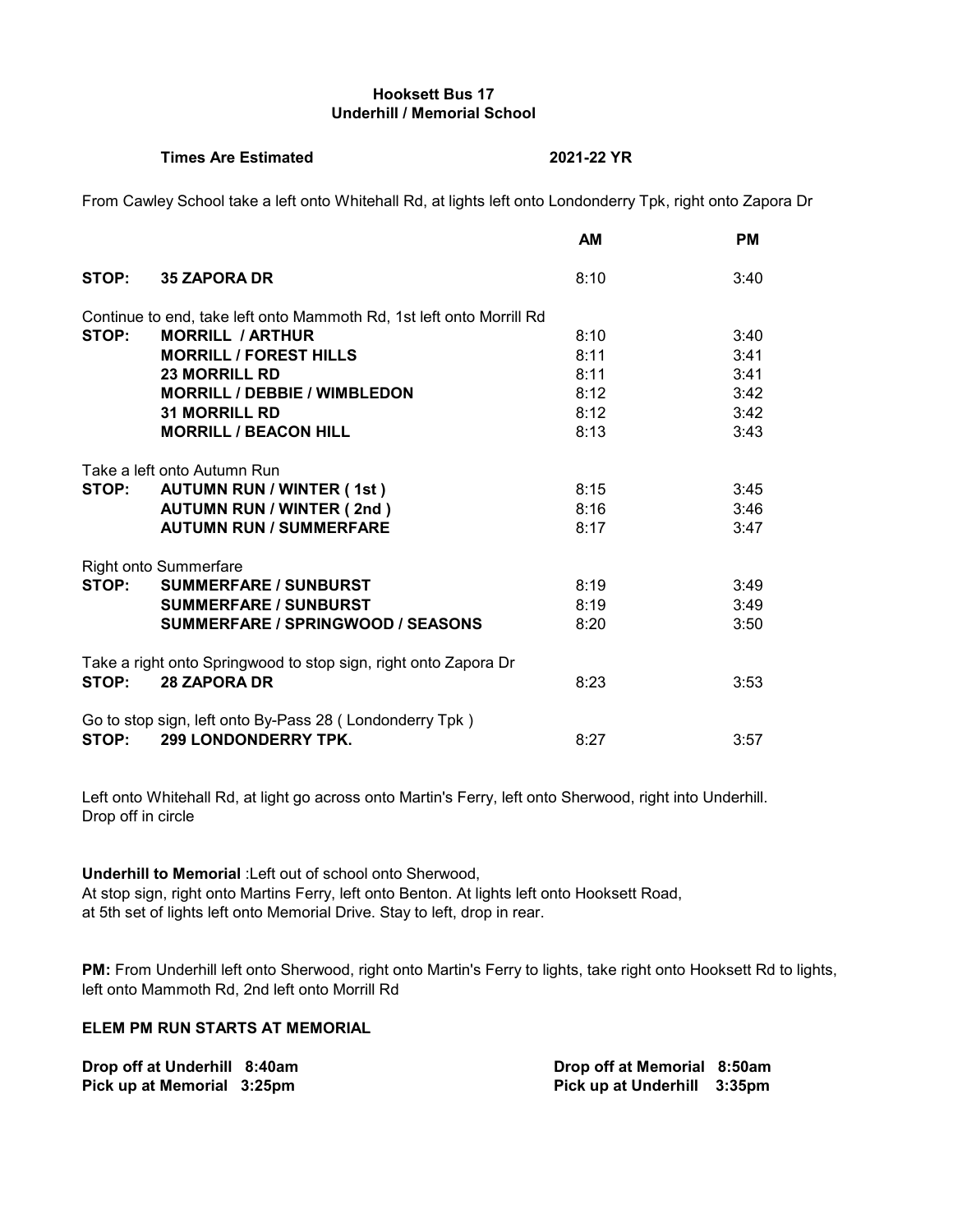**Hooksett Bus 17**
**Underhill / Memorial School**

**Times Are Estimated** **2021-22 YR**

From Cawley School take a left onto Whitehall Rd, at lights left onto Londonderry Tpk, right onto Zapora Dr

| | | AM | PM |
|---|---|---|---|
| **STOP:** | **35 ZAPORA DR** | 8:10 | 3:40 |
| Continue to end, take left onto Mammoth Rd, 1st left onto Morrill Rd | | | |
| **STOP:** | **MORRILL / ARTHUR** | 8:10 | 3:40 |
| | **MORRILL / FOREST HILLS** | 8:11 | 3:41 |
| | **23 MORRILL RD** | 8:11 | 3:41 |
| | **MORRILL / DEBBIE / WIMBLEDON** | 8:12 | 3:42 |
| | **31 MORRILL RD** | 8:12 | 3:42 |
| | **MORRILL / BEACON HILL** | 8:13 | 3:43 |
| Take a left onto Autumn Run | | | |
| **STOP:** | **AUTUMN RUN / WINTER ( 1st )** | 8:15 | 3:45 |
| | **AUTUMN RUN / WINTER ( 2nd )** | 8:16 | 3:46 |
| | **AUTUMN RUN / SUMMERFARE** | 8:17 | 3:47 |
| Right onto Summerfare | | | |
| **STOP:** | **SUMMERFARE / SUNBURST** | 8:19 | 3:49 |
| | **SUMMERFARE / SUNBURST** | 8:19 | 3:49 |
| | **SUMMERFARE / SPRINGWOOD / SEASONS** | 8:20 | 3:50 |
| Take a right onto Springwood to stop sign, right onto Zapora Dr | | | |
| **STOP:** | **28 ZAPORA DR** | 8:23 | 3:53 |
| Go to stop sign, left onto By-Pass 28 ( Londonderry Tpk ) | | | |
| **STOP:** | **299 LONDONDERRY TPK.** | 8:27 | 3:57 |

Left onto Whitehall Rd, at light go across onto Martin's Ferry, left onto Sherwood, right into Underhill.
Drop off in circle

**Underhill to Memorial** :Left out of school onto Sherwood,
At stop sign, right onto Martins Ferry, left onto Benton. At lights left onto Hooksett Road,
at 5th set of lights left onto Memorial Drive. Stay to left, drop in rear.

**PM:** From Underhill left onto Sherwood, right onto Martin's Ferry to lights, take right onto Hooksett Rd to lights, left onto Mammoth Rd, 2nd left onto Morrill Rd

**ELEM PM RUN STARTS AT MEMORIAL**

**Drop off at Underhill 8:40am**
**Pick up at Memorial 3:25pm**

**Drop off at Memorial 8:50am**
**Pick up at Underhill 3:35pm**